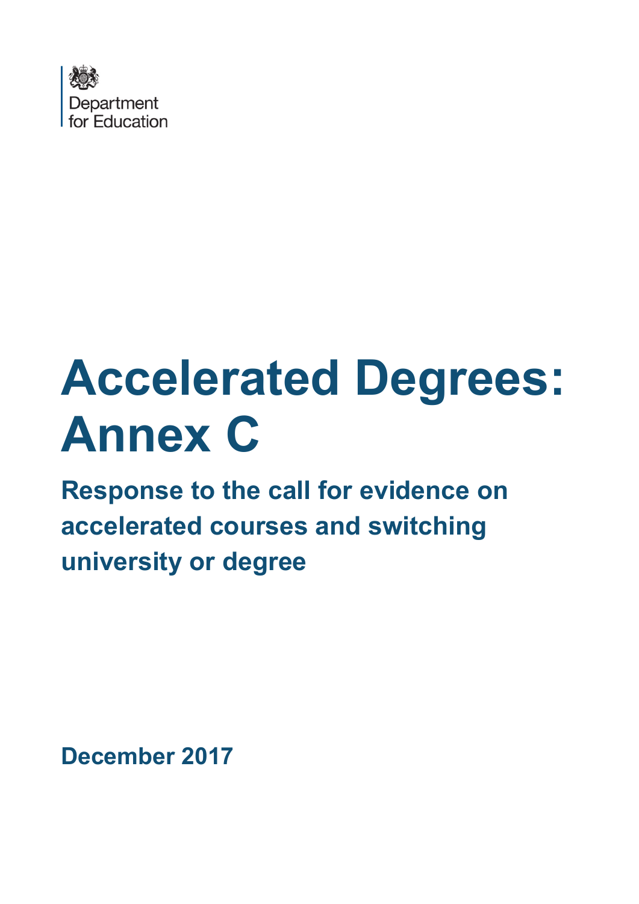Department for Education

# Accelerated Degrees: Annex C

## Response to the call for evidence on accelerated courses and switching university or degree

December 2017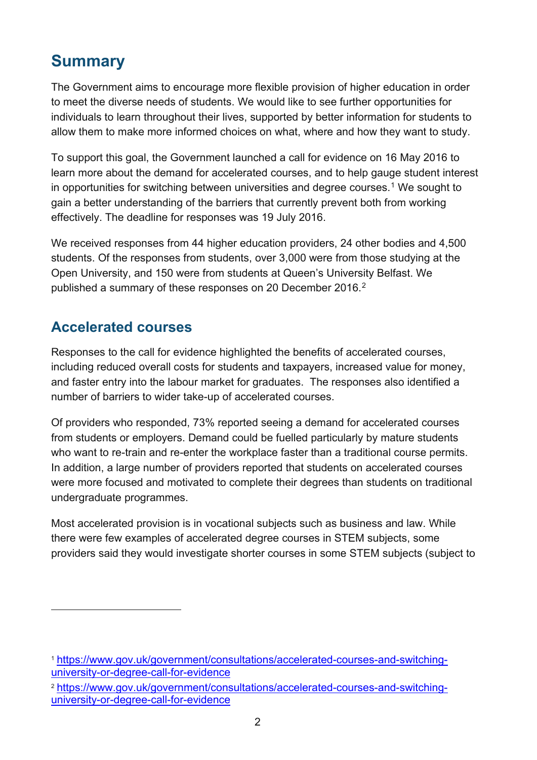## Summary

The Government aims to encourage more flexible provision of higher education in order to meet the diverse needs of students. We would like to see further opportunities for individuals to learn throughout their lives, supported by better information for students to allow them to make more informed choices on what, where and how they want to study.

To support this goal, the Government launched a call for evidence on 16 May 2016 to learn more about the demand for accelerated courses, and to help gauge student interest in opportunities for switching between universities and degree courses.[1] We sought to gain a better understanding of the barriers that currently prevent both from working effectively. The deadline for responses was 19 July 2016.

We received responses from 44 higher education providers, 24 other bodies and 4,500 students. Of the responses from students, over 3,000 were from those studying at the Open University, and 150 were from students at Queen's University Belfast. We published a summary of these responses on 20 December 2016.[2]

## Accelerated courses

Responses to the call for evidence highlighted the benefits of accelerated courses, including reduced overall costs for students and taxpayers, increased value for money, and faster entry into the labour market for graduates. The responses also identified a number of barriers to wider take-up of accelerated courses.

Of providers who responded, 73% reported seeing a demand for accelerated courses from students or employers. Demand could be fuelled particularly by mature students who want to re-train and re-enter the workplace faster than a traditional course permits. In addition, a large number of providers reported that students on accelerated courses were more focused and motivated to complete their degrees than students on traditional undergraduate programmes.

Most accelerated provision is in vocational subjects such as business and law. While there were few examples of accelerated degree courses in STEM subjects, some providers said they would investigate shorter courses in some STEM subjects (subject to

---

[1] https://www.gov.uk/government/consultations/accelerated-courses-and-switching-university-or-degree-call-for-evidence

[2] https://www.gov.uk/government/consultations/accelerated-courses-and-switching-university-or-degree-call-for-evidence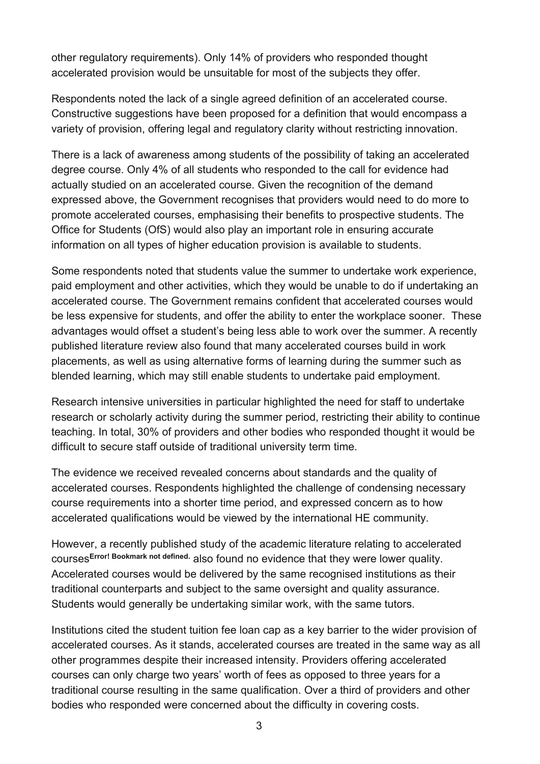other regulatory requirements). Only 14% of providers who responded thought accelerated provision would be unsuitable for most of the subjects they offer.

Respondents noted the lack of a single agreed definition of an accelerated course. Constructive suggestions have been proposed for a definition that would encompass a variety of provision, offering legal and regulatory clarity without restricting innovation.

There is a lack of awareness among students of the possibility of taking an accelerated degree course. Only 4% of all students who responded to the call for evidence had actually studied on an accelerated course. Given the recognition of the demand expressed above, the Government recognises that providers would need to do more to promote accelerated courses, emphasising their benefits to prospective students. The Office for Students (OfS) would also play an important role in ensuring accurate information on all types of higher education provision is available to students.

Some respondents noted that students value the summer to undertake work experience, paid employment and other activities, which they would be unable to do if undertaking an accelerated course. The Government remains confident that accelerated courses would be less expensive for students, and offer the ability to enter the workplace sooner. These advantages would offset a student's being less able to work over the summer. A recently published literature review also found that many accelerated courses build in work placements, as well as using alternative forms of learning during the summer such as blended learning, which may still enable students to undertake paid employment.

Research intensive universities in particular highlighted the need for staff to undertake research or scholarly activity during the summer period, restricting their ability to continue teaching. In total, 30% of providers and other bodies who responded thought it would be difficult to secure staff outside of traditional university term time.

The evidence we received revealed concerns about standards and the quality of accelerated courses. Respondents highlighted the challenge of condensing necessary course requirements into a shorter time period, and expressed concern as to how accelerated qualifications would be viewed by the international HE community.

However, a recently published study of the academic literature relating to accelerated courses[Error! Bookmark not defined.] also found no evidence that they were lower quality. Accelerated courses would be delivered by the same recognised institutions as their traditional counterparts and subject to the same oversight and quality assurance. Students would generally be undertaking similar work, with the same tutors.

Institutions cited the student tuition fee loan cap as a key barrier to the wider provision of accelerated courses. As it stands, accelerated courses are treated in the same way as all other programmes despite their increased intensity. Providers offering accelerated courses can only charge two years' worth of fees as opposed to three years for a traditional course resulting in the same qualification. Over a third of providers and other bodies who responded were concerned about the difficulty in covering costs.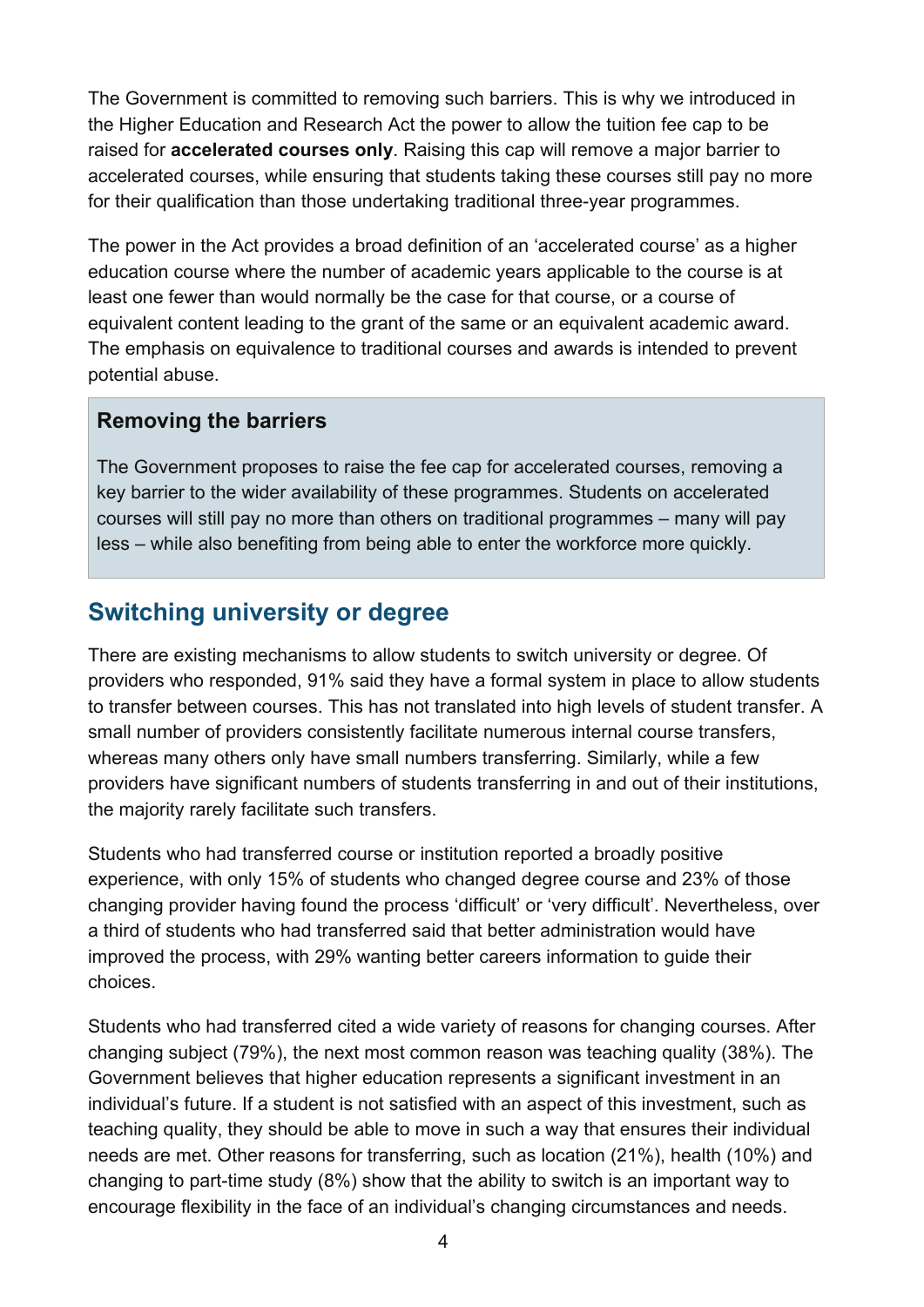The Government is committed to removing such barriers. This is why we introduced in the Higher Education and Research Act the power to allow the tuition fee cap to be raised for **accelerated courses only**. Raising this cap will remove a major barrier to accelerated courses, while ensuring that students taking these courses still pay no more for their qualification than those undertaking traditional three-year programmes.

The power in the Act provides a broad definition of an 'accelerated course' as a higher education course where the number of academic years applicable to the course is at least one fewer than would normally be the case for that course, or a course of equivalent content leading to the grant of the same or an equivalent academic award. The emphasis on equivalence to traditional courses and awards is intended to prevent potential abuse.

**Removing the barriers**

The Government proposes to raise the fee cap for accelerated courses, removing a key barrier to the wider availability of these programmes. Students on accelerated courses will still pay no more than others on traditional programmes – many will pay less – while also benefiting from being able to enter the workforce more quickly.

## Switching university or degree

There are existing mechanisms to allow students to switch university or degree. Of providers who responded, 91% said they have a formal system in place to allow students to transfer between courses. This has not translated into high levels of student transfer. A small number of providers consistently facilitate numerous internal course transfers, whereas many others only have small numbers transferring. Similarly, while a few providers have significant numbers of students transferring in and out of their institutions, the majority rarely facilitate such transfers.

Students who had transferred course or institution reported a broadly positive experience, with only 15% of students who changed degree course and 23% of those changing provider having found the process 'difficult' or 'very difficult'. Nevertheless, over a third of students who had transferred said that better administration would have improved the process, with 29% wanting better careers information to guide their choices.

Students who had transferred cited a wide variety of reasons for changing courses. After changing subject (79%), the next most common reason was teaching quality (38%). The Government believes that higher education represents a significant investment in an individual's future. If a student is not satisfied with an aspect of this investment, such as teaching quality, they should be able to move in such a way that ensures their individual needs are met. Other reasons for transferring, such as location (21%), health (10%) and changing to part-time study (8%) show that the ability to switch is an important way to encourage flexibility in the face of an individual's changing circumstances and needs.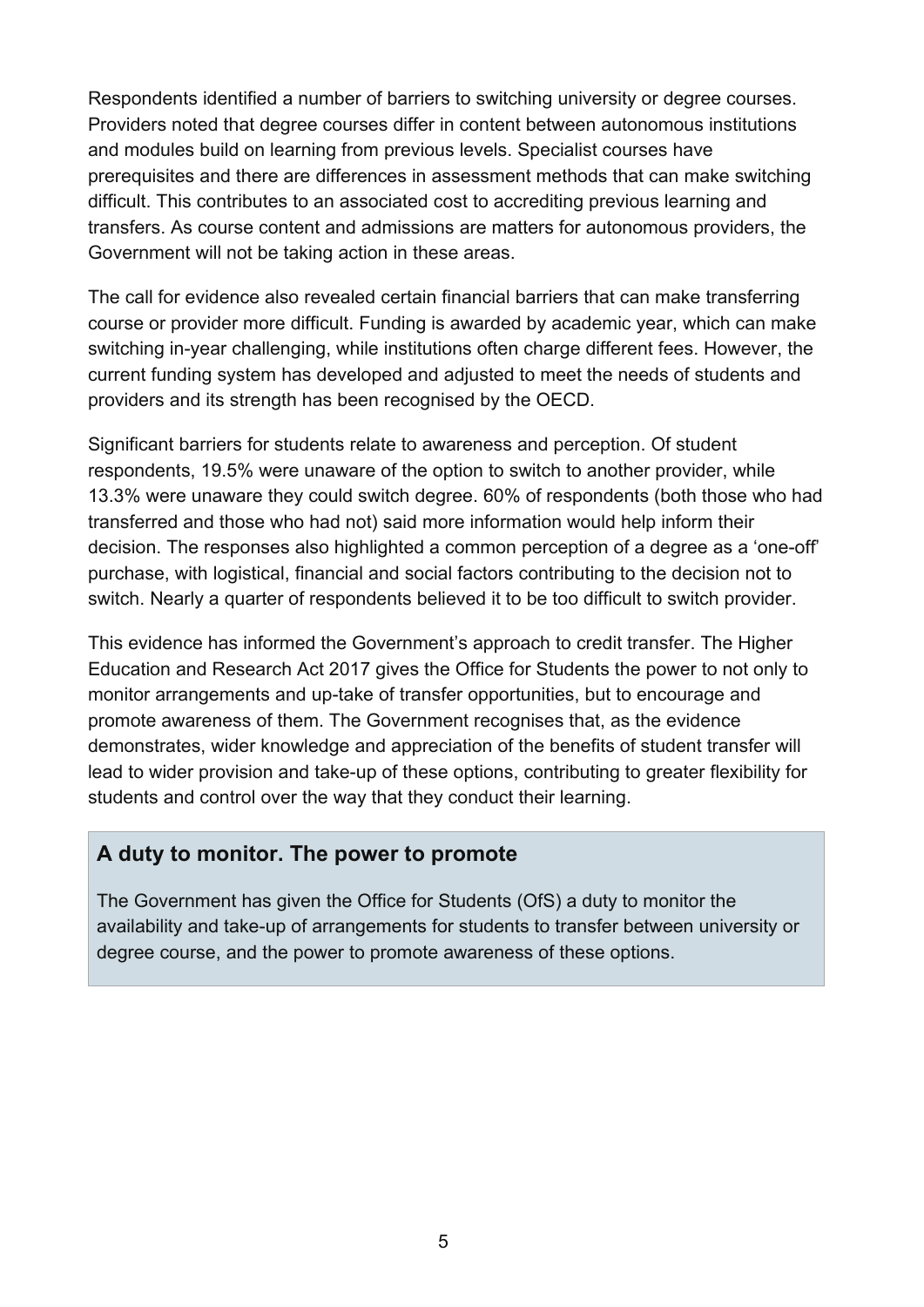Respondents identified a number of barriers to switching university or degree courses. Providers noted that degree courses differ in content between autonomous institutions and modules build on learning from previous levels. Specialist courses have prerequisites and there are differences in assessment methods that can make switching difficult. This contributes to an associated cost to accrediting previous learning and transfers. As course content and admissions are matters for autonomous providers, the Government will not be taking action in these areas.

The call for evidence also revealed certain financial barriers that can make transferring course or provider more difficult. Funding is awarded by academic year, which can make switching in-year challenging, while institutions often charge different fees. However, the current funding system has developed and adjusted to meet the needs of students and providers and its strength has been recognised by the OECD.

Significant barriers for students relate to awareness and perception. Of student respondents, 19.5% were unaware of the option to switch to another provider, while 13.3% were unaware they could switch degree. 60% of respondents (both those who had transferred and those who had not) said more information would help inform their decision. The responses also highlighted a common perception of a degree as a 'one-off' purchase, with logistical, financial and social factors contributing to the decision not to switch. Nearly a quarter of respondents believed it to be too difficult to switch provider.

This evidence has informed the Government's approach to credit transfer. The Higher Education and Research Act 2017 gives the Office for Students the power to not only to monitor arrangements and up-take of transfer opportunities, but to encourage and promote awareness of them. The Government recognises that, as the evidence demonstrates, wider knowledge and appreciation of the benefits of student transfer will lead to wider provision and take-up of these options, contributing to greater flexibility for students and control over the way that they conduct their learning.

### A duty to monitor. The power to promote

The Government has given the Office for Students (OfS) a duty to monitor the availability and take-up of arrangements for students to transfer between university or degree course, and the power to promote awareness of these options.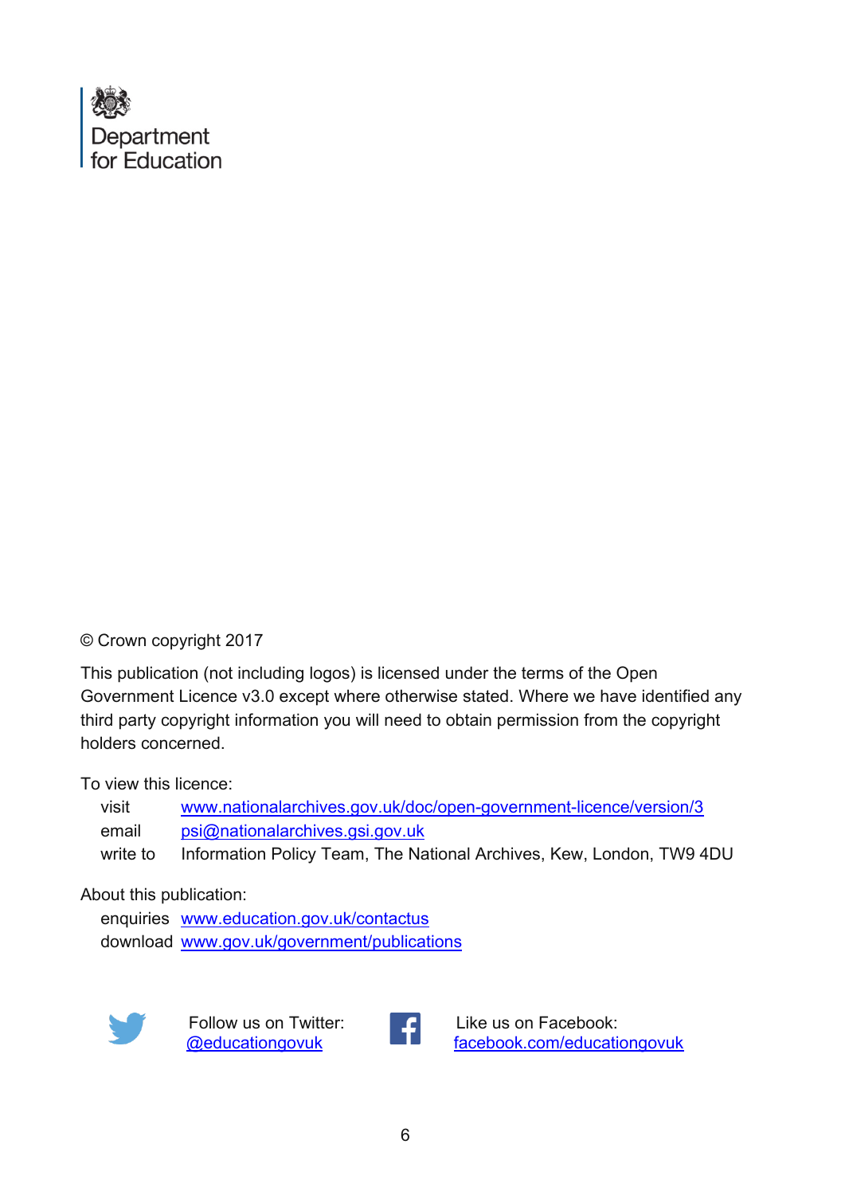Department for Education

© Crown copyright 2017

This publication (not including logos) is licensed under the terms of the Open Government Licence v3.0 except where otherwise stated. Where we have identified any third party copyright information you will need to obtain permission from the copyright holders concerned.

To view this licence:

visit [www.nationalarchives.gov.uk/doc/open-government-licence/version/3](http://www.nationalarchives.gov.uk/doc/open-government-licence/version/3)
email [psi@nationalarchives.gsi.gov.uk](mailto:psi@nationalarchives.gsi.gov.uk)
write to Information Policy Team, The National Archives, Kew, London, TW9 4DU

About this publication:

enquiries [www.education.gov.uk/contactus](http://www.education.gov.uk/contactus)
download [www.gov.uk/government/publications](http://www.gov.uk/government/publications)

Follow us on Twitter: [@educationgovuk](https://twitter.com/educationgovuk)

Like us on Facebook: [facebook.com/educationgovuk](https://www.facebook.com/educationgovuk)